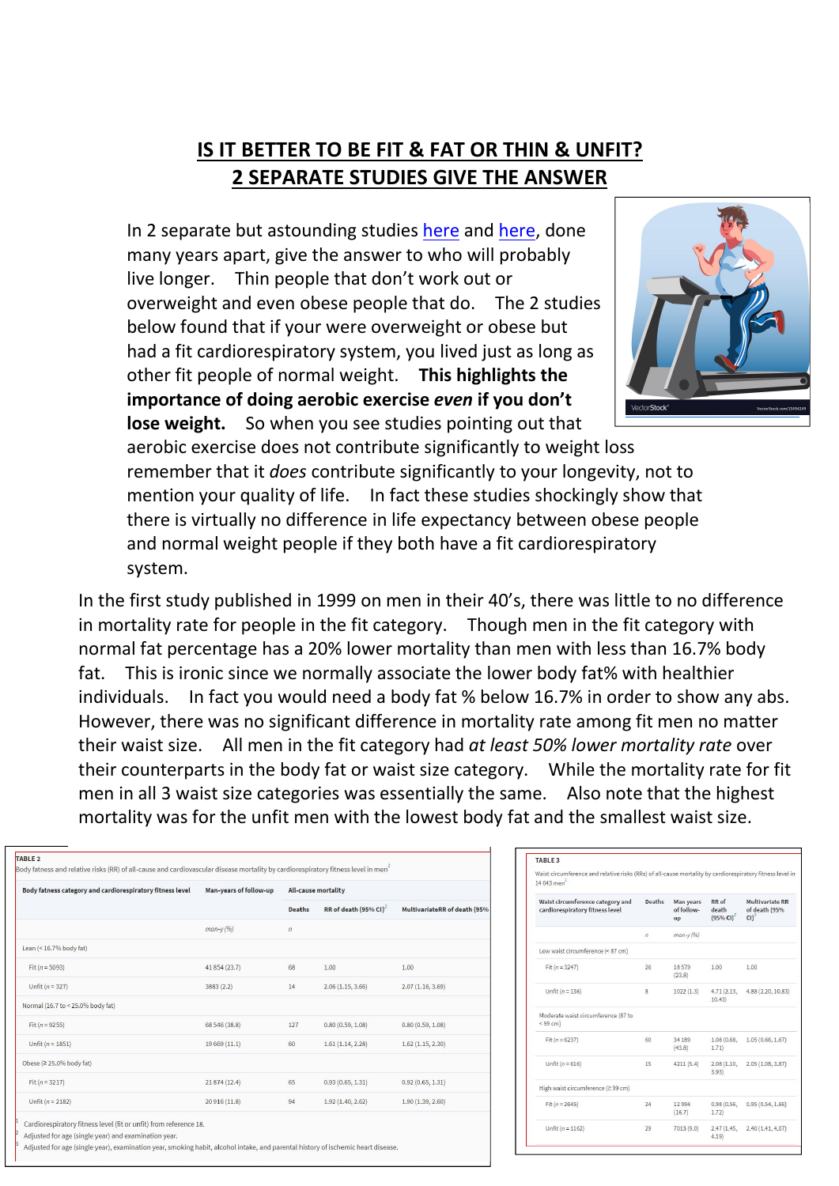# IS IT BETTER TO BE FIT & FAT OR THIN & UNFIT?
# 2 SEPARATE STUDIES GIVE THE ANSWER

In 2 separate but astounding studies here and here, done many years apart, give the answer to who will probably live longer. Thin people that don't work out or overweight and even obese people that do. The 2 studies below found that if your were overweight or obese but had a fit cardiorespiratory system, you lived just as long as other fit people of normal weight. **This highlights the importance of doing aerobic exercise *even* if you don't lose weight.** So when you see studies pointing out that aerobic exercise does not contribute significantly to weight loss remember that it *does* contribute significantly to your longevity, not to mention your quality of life. In fact these studies shockingly show that there is virtually no difference in life expectancy between obese people and normal weight people if they both have a fit cardiorespiratory system.

In the first study published in 1999 on men in their 40's, there was little to no difference in mortality rate for people in the fit category. Though men in the fit category with normal fat percentage has a 20% lower mortality than men with less than 16.7% body fat. This is ironic since we normally associate the lower body fat% with healthier individuals. In fact you would need a body fat % below 16.7% in order to show any abs. However, there was no significant difference in mortality rate among fit men no matter their waist size. All men in the fit category had *at least 50% lower mortality rate* over their counterparts in the body fat or waist size category. While the mortality rate for fit men in all 3 waist size categories was essentially the same. Also note that the highest mortality was for the unfit men with the lowest body fat and the smallest waist size.

**TABLE 2**

Body fatness and relative risks (RR) of all-cause and cardiovascular disease mortality by cardiorespiratory fitness level in men[1]

| Body fatness category and cardiorespiratory fitness level | Man-years of follow-up | All-cause mortality | | |
|---|---|---|---|---|
| | | Deaths | RR of death (95% CI)[2] | MultivariateRR of death (95% |
| | man-y (%) | n | | |
| Lean (< 16.7% body fat) | | | | |
| Fit (n = 5093) | 41 854 (23.7) | 68 | 1.00 | 1.00 |
| Unfit (n = 327) | 3883 (2.2) | 14 | 2.06 (1.15, 3.66) | 2.07 (1.16, 3.69) |
| Normal (16.7 to < 25.0% body fat) | | | | |
| Fit (n = 9255) | 68 546 (38.8) | 127 | 0.80 (0.59, 1.08) | 0.80 (0.59, 1.08) |
| Unfit (n = 1851) | 19 669 (11.1) | 60 | 1.61 (1.14, 2.28) | 1.62 (1.15, 2.30) |
| Obese (≥ 25.0% body fat) | | | | |
| Fit (n = 3217) | 21 874 (12.4) | 65 | 0.93 (0.65, 1.31) | 0.92 (0.65, 1.31) |
| Unfit (n = 2182) | 20 916 (11.8) | 94 | 1.92 (1.40, 2.62) | 1.90 (1.39, 2.60) |

[1] Cardiorespiratory fitness level (fit or unfit) from reference 18.
[2] Adjusted for age (single year) and examination year.
[3] Adjusted for age (single year), examination year, smoking habit, alcohol intake, and parental history of ischemic heart disease.

**TABLE 3**

Waist circumference and relative risks (RRs) of all-cause mortality by cardiorespiratory fitness level in 14 043 men[1]

| Waist circumference category and cardiorespiratory fitness level | Deaths | Man years of follow-up | RR of death (95% CI)[2] | Multivariate RR of death (95% CI)[3] |
|---|---|---|---|---|
| | n | man-y (%) | | |
| Low waist circumference (< 87 cm) | | | | |
| Fit (n = 3247) | 26 | 18 579 (23.8) | 1.00 | 1.00 |
| Unfit (n = 136) | 8 | 1022 (1.3) | 4.71 (2.13, 10.43) | 4.88 (2.20, 10.83) |
| Moderate waist circumference (87 to < 99 cm) | | | | |
| Fit (n = 6237) | 60 | 34 189 (43.8) | 1.08 (0.68, 1.71) | 1.05 (0.66, 1.67) |
| Unfit (n = 616) | 15 | 4211 (5.4) | 2.08 (1.10, 3.93) | 2.05 (1.08, 3.87) |
| High waist circumference (≥ 99 cm) | | | | |
| Fit (n = 2645) | 24 | 12 994 (16.7) | 0.98 (0.56, 1.72) | 0.95 (0.54, 1.66) |
| Unfit (n = 1162) | 29 | 7013 (9.0) | 2.47 (1.45, 4.19) | 2.40 (1.41, 4.07) |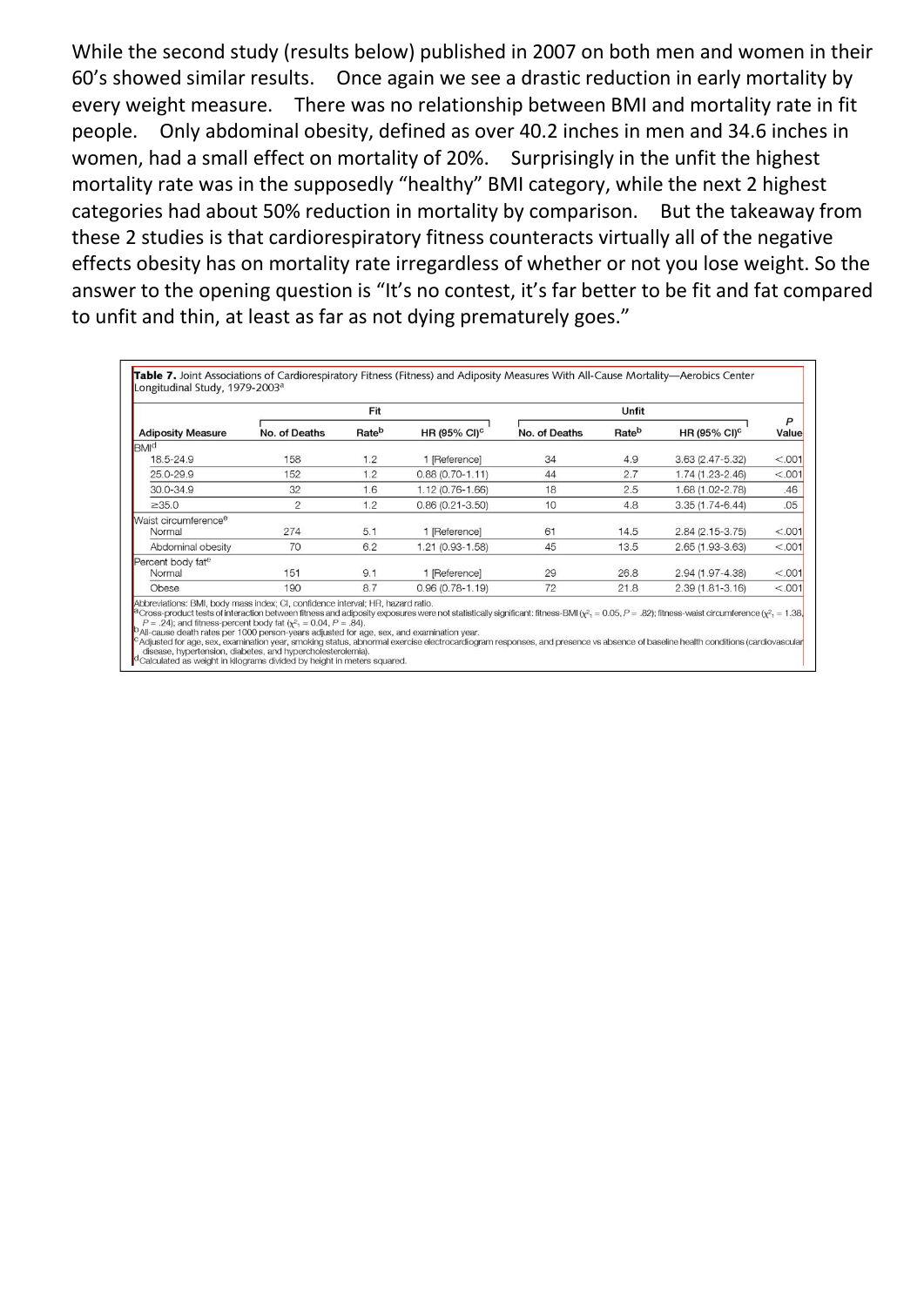While the second study (results below) published in 2007 on both men and women in their 60's showed similar results. Once again we see a drastic reduction in early mortality by every weight measure. There was no relationship between BMI and mortality rate in fit people. Only abdominal obesity, defined as over 40.2 inches in men and 34.6 inches in women, had a small effect on mortality of 20%. Surprisingly in the unfit the highest mortality rate was in the supposedly "healthy" BMI category, while the next 2 highest categories had about 50% reduction in mortality by comparison. But the takeaway from these 2 studies is that cardiorespiratory fitness counteracts virtually all of the negative effects obesity has on mortality rate irregardless of whether or not you lose weight. So the answer to the opening question is "It's no contest, it's far better to be fit and fat compared to unfit and thin, at least as far as not dying prematurely goes."

**Table 7.** Joint Associations of Cardiorespiratory Fitness (Fitness) and Adiposity Measures With All-Cause Mortality—Aerobics Center Longitudinal Study, 1979-2003[a]

| | Fit | | | Unfit | | | |
|---|---|---|---|---|---|---|---|
| Adiposity Measure | No. of Deaths | Rate[b] | HR (95% CI)[c] | No. of Deaths | Rate[b] | HR (95% CI)[c] | P Value |
| BMI[d] | | | | | | | |
| 18.5-24.9 | 158 | 1.2 | 1 [Reference] | 34 | 4.9 | 3.63 (2.47-5.32) | <.001 |
| 25.0-29.9 | 152 | 1.2 | 0.86 (0.70-1.11) | 44 | 2.7 | 1.74 (1.23-2.46) | <.001 |
| 30.0-34.9 | 32 | 1.6 | 1.12 (0.76-1.66) | 18 | 2.5 | 1.68 (1.02-2.78) | .46 |
| ≥35.0 | 2 | 1.2 | 0.86 (0.21-3.50) | 10 | 4.8 | 3.35 (1.74-6.44) | .05 |
| Waist circumference[e] | | | | | | | |
| Normal | 274 | 5.1 | 1 [Reference] | 61 | 14.5 | 2.84 (2.15-3.75) | <.001 |
| Abdominal obesity | 70 | 6.2 | 1.21 (0.93-1.58) | 45 | 13.5 | 2.65 (1.93-3.63) | <.001 |
| Percent body fat[e] | | | | | | | |
| Normal | 151 | 9.1 | 1 [Reference] | 29 | 26.8 | 2.94 (1.97-4.38) | <.001 |
| Obese | 190 | 8.7 | 0.96 (0.78-1.19) | 72 | 21.8 | 2.39 (1.81-3.16) | <.001 |

Abbreviations: BMI, body mass index; CI, confidence interval; HR, hazard ratio.

[a] Cross-product tests of interaction between fitness and adiposity exposures were not statistically significant: fitness-BMI ($\chi^2_1 = 0.05$, $P = .82$); fitness-waist circumference ($\chi^2_1 = 1.38$, $P = .24$); and fitness-percent body fat ($\chi^2_1 = 0.04$, $P = .84$).

[b] All-cause death rates per 1000 person-years adjusted for age, sex, and examination year.

[c] Adjusted for age, sex, examination year, smoking status, abnormal exercise electrocardiogram responses, and presence vs absence of baseline health conditions (cardiovascular disease, hypertension, diabetes, and hypercholesterolemia).

[d] Calculated as weight in kilograms divided by height in meters squared.